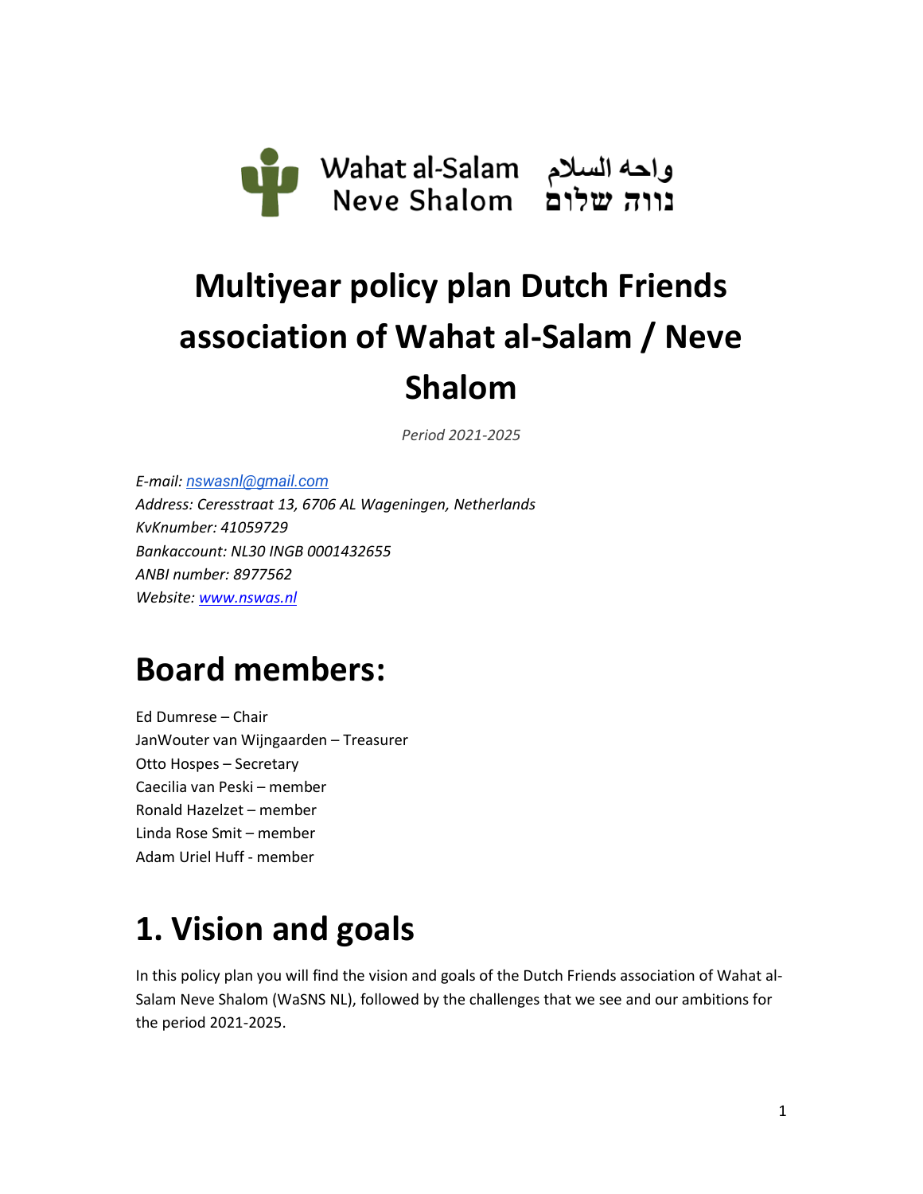Wahat al-Salam واحه السلام
Neve Shalom נווה שלום

# Multiyear policy plan Dutch Friends association of Wahat al-Salam / Neve Shalom

*Period 2021-2025*

*E-mail: nswasnl@gmail.com*
*Address: Ceresstraat 13, 6706 AL Wageningen, Netherlands*
*KvKnumber: 41059729*
*Bankaccount: NL30 INGB 0001432655*
*ANBI number: 8977562*
*Website: www.nswas.nl*

# Board members:

Ed Dumrese – Chair
JanWouter van Wijngaarden – Treasurer
Otto Hospes – Secretary
Caecilia van Peski – member
Ronald Hazelzet – member
Linda Rose Smit – member
Adam Uriel Huff - member

# 1. Vision and goals

In this policy plan you will find the vision and goals of the Dutch Friends association of Wahat al-Salam Neve Shalom (WaSNS NL), followed by the challenges that we see and our ambitions for the period 2021-2025.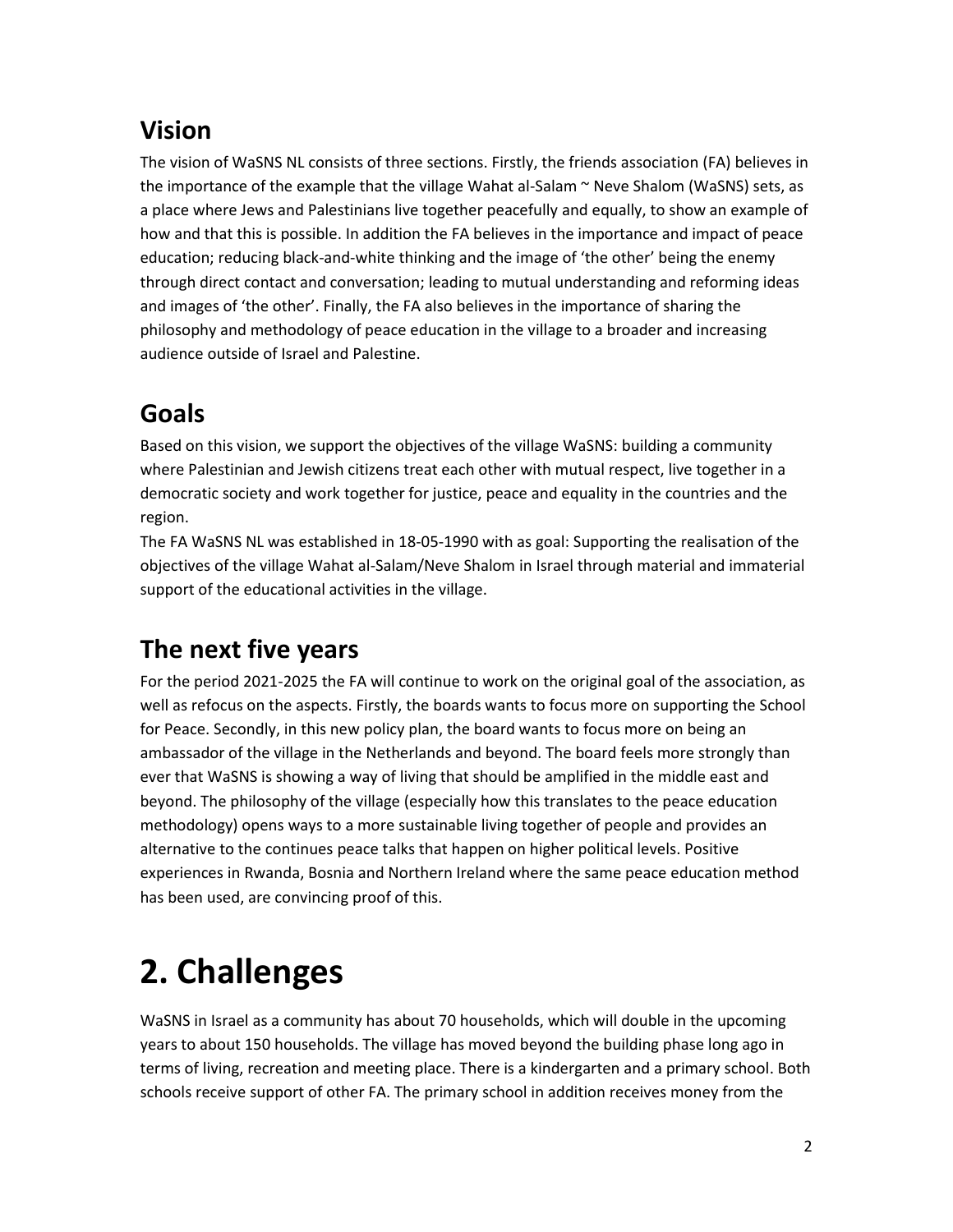## Vision

The vision of WaSNS NL consists of three sections. Firstly, the friends association (FA) believes in the importance of the example that the village Wahat al-Salam ~ Neve Shalom (WaSNS) sets, as a place where Jews and Palestinians live together peacefully and equally, to show an example of how and that this is possible. In addition the FA believes in the importance and impact of peace education; reducing black-and-white thinking and the image of 'the other' being the enemy through direct contact and conversation; leading to mutual understanding and reforming ideas and images of 'the other'. Finally, the FA also believes in the importance of sharing the philosophy and methodology of peace education in the village to a broader and increasing audience outside of Israel and Palestine.

## Goals

Based on this vision, we support the objectives of the village WaSNS: building a community where Palestinian and Jewish citizens treat each other with mutual respect, live together in a democratic society and work together for justice, peace and equality in the countries and the region.

The FA WaSNS NL was established in 18-05-1990 with as goal: Supporting the realisation of the objectives of the village Wahat al-Salam/Neve Shalom in Israel through material and immaterial support of the educational activities in the village.

## The next five years

For the period 2021-2025 the FA will continue to work on the original goal of the association, as well as refocus on the aspects. Firstly, the boards wants to focus more on supporting the School for Peace. Secondly, in this new policy plan, the board wants to focus more on being an ambassador of the village in the Netherlands and beyond. The board feels more strongly than ever that WaSNS is showing a way of living that should be amplified in the middle east and beyond. The philosophy of the village (especially how this translates to the peace education methodology) opens ways to a more sustainable living together of people and provides an alternative to the continues peace talks that happen on higher political levels. Positive experiences in Rwanda, Bosnia and Northern Ireland where the same peace education method has been used, are convincing proof of this.

# 2. Challenges

WaSNS in Israel as a community has about 70 households, which will double in the upcoming years to about 150 households. The village has moved beyond the building phase long ago in terms of living, recreation and meeting place. There is a kindergarten and a primary school. Both schools receive support of other FA. The primary school in addition receives money from the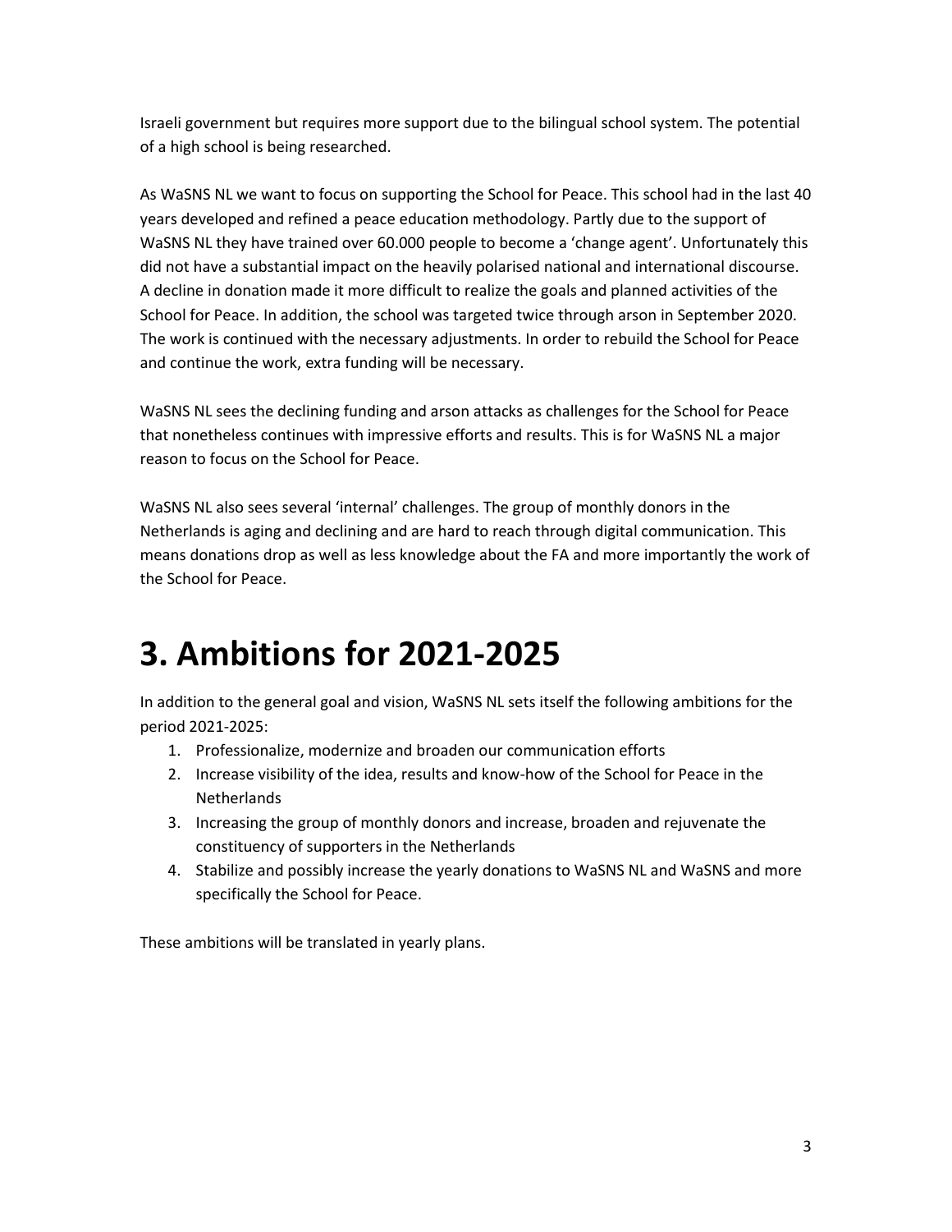Israeli government but requires more support due to the bilingual school system. The potential of a high school is being researched.

As WaSNS NL we want to focus on supporting the School for Peace. This school had in the last 40 years developed and refined a peace education methodology. Partly due to the support of WaSNS NL they have trained over 60.000 people to become a 'change agent'. Unfortunately this did not have a substantial impact on the heavily polarised national and international discourse. A decline in donation made it more difficult to realize the goals and planned activities of the School for Peace. In addition, the school was targeted twice through arson in September 2020. The work is continued with the necessary adjustments. In order to rebuild the School for Peace and continue the work, extra funding will be necessary.

WaSNS NL sees the declining funding and arson attacks as challenges for the School for Peace that nonetheless continues with impressive efforts and results. This is for WaSNS NL a major reason to focus on the School for Peace.

WaSNS NL also sees several 'internal' challenges. The group of monthly donors in the Netherlands is aging and declining and are hard to reach through digital communication. This means donations drop as well as less knowledge about the FA and more importantly the work of the School for Peace.

# 3. Ambitions for 2021-2025

In addition to the general goal and vision, WaSNS NL sets itself the following ambitions for the period 2021-2025:

1. Professionalize, modernize and broaden our communication efforts
2. Increase visibility of the idea, results and know-how of the School for Peace in the Netherlands
3. Increasing the group of monthly donors and increase, broaden and rejuvenate the constituency of supporters in the Netherlands
4. Stabilize and possibly increase the yearly donations to WaSNS NL and WaSNS and more specifically the School for Peace.

These ambitions will be translated in yearly plans.